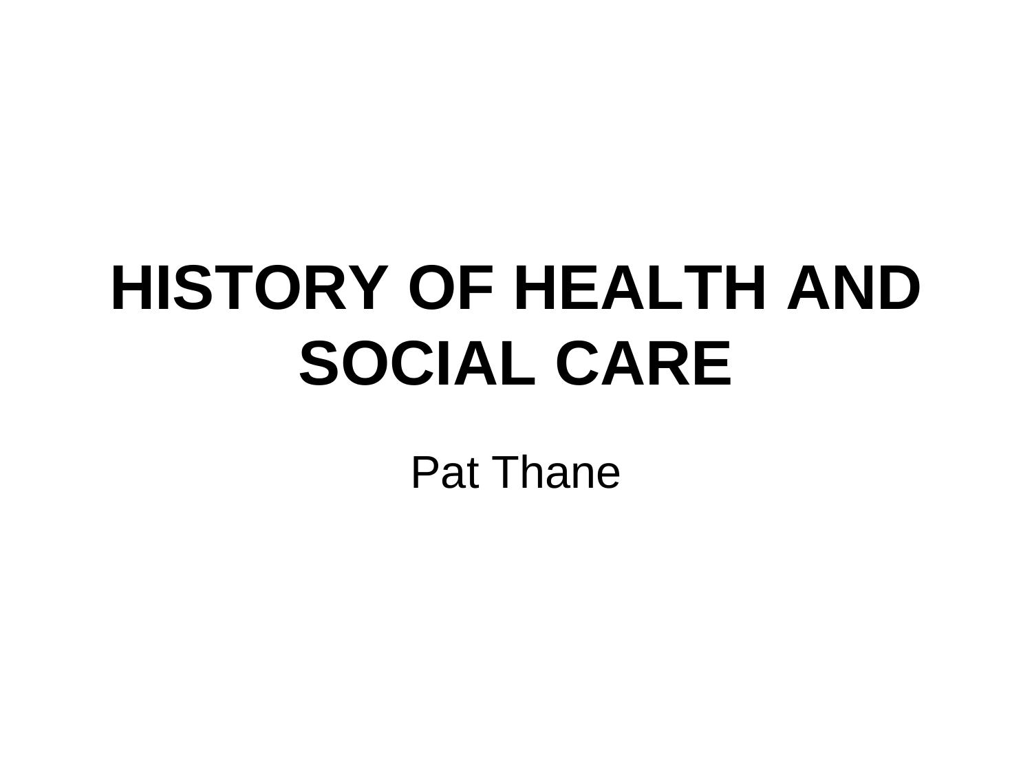# HISTORY OF HEALTH AND SOCIAL CARE

Pat Thane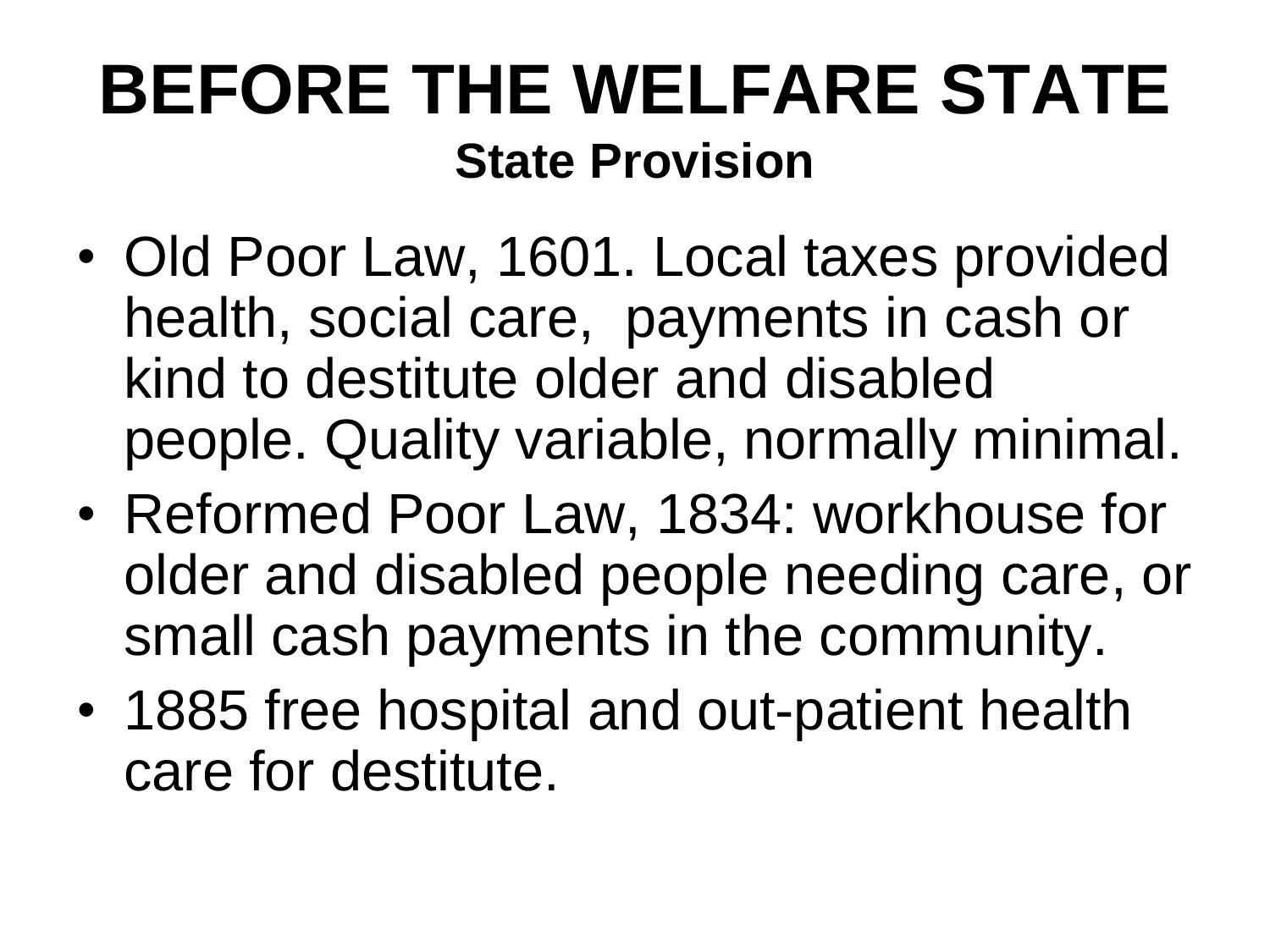# BEFORE THE WELFARE STATE

## State Provision

- Old Poor Law, 1601. Local taxes provided health, social care,  payments in cash or kind to destitute older and disabled people. Quality variable, normally minimal.
- Reformed Poor Law, 1834: workhouse for older and disabled people needing care, or small cash payments in the community.
- 1885 free hospital and out-patient health care for destitute.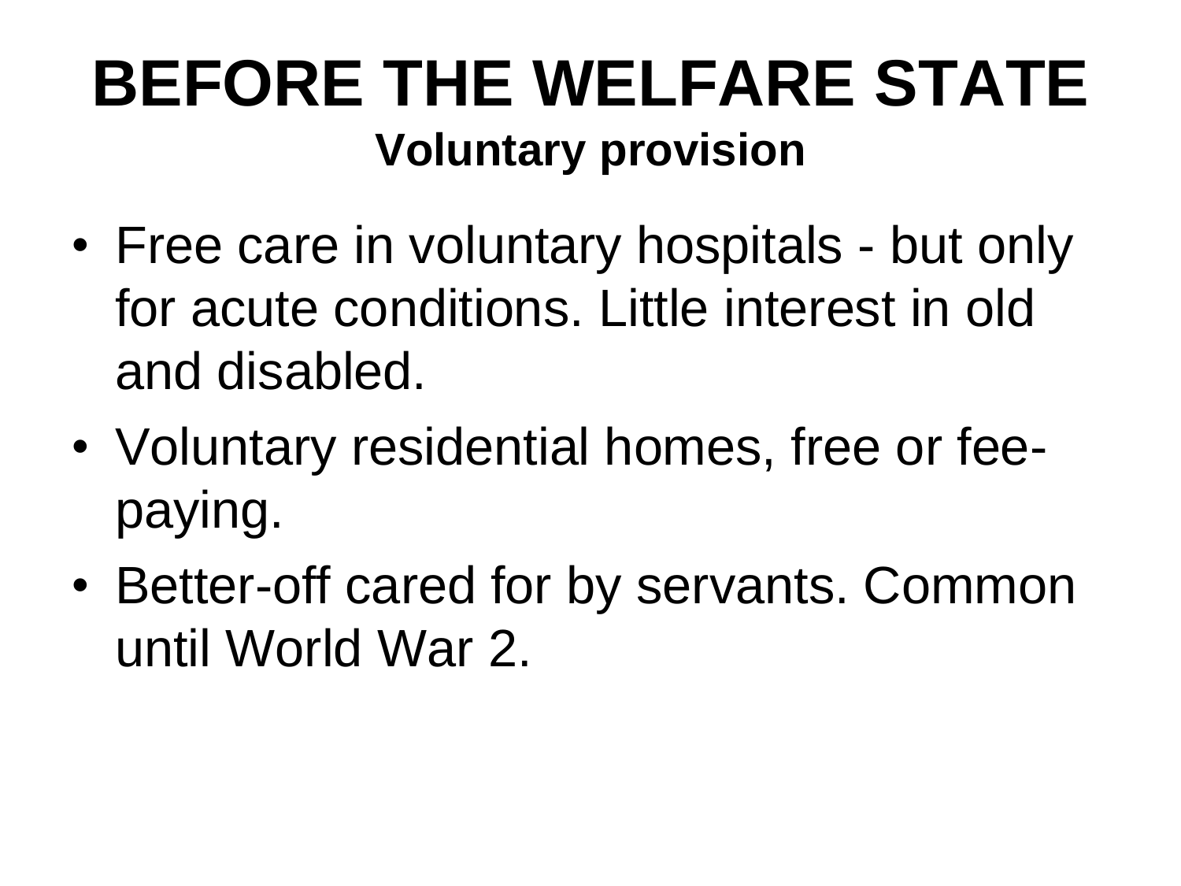# BEFORE THE WELFARE STATE

## Voluntary provision

- Free care in voluntary hospitals - but only for acute conditions. Little interest in old and disabled.
- Voluntary residential homes, free or fee-paying.
- Better-off cared for by servants. Common until World War 2.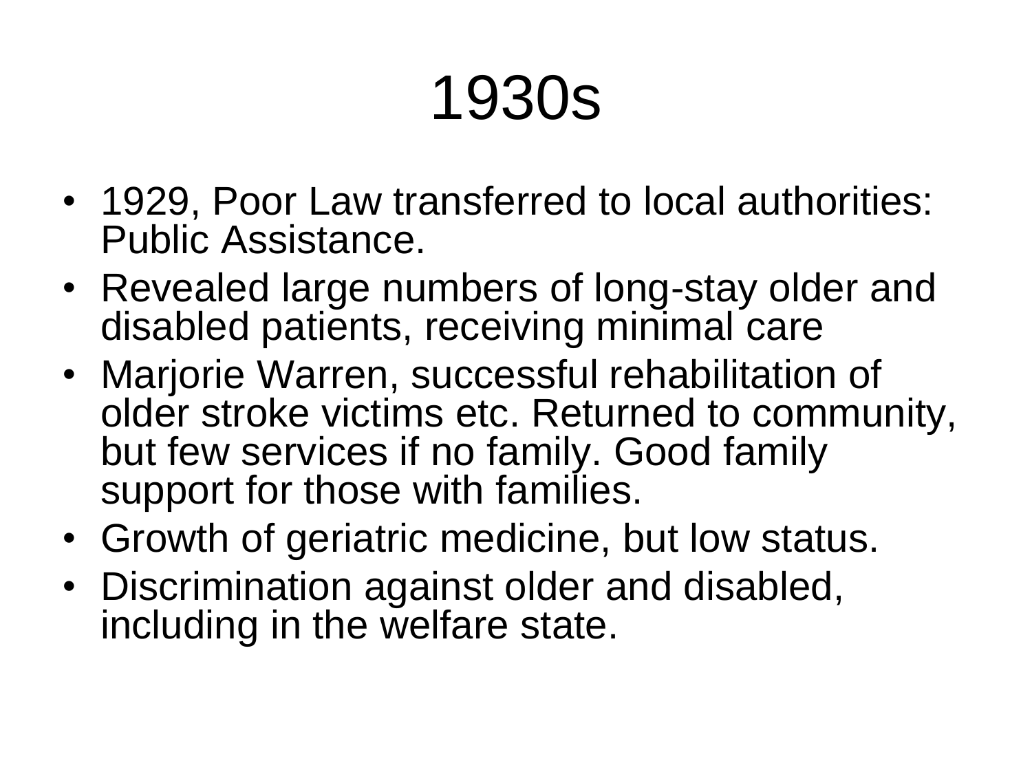# 1930s

- 1929, Poor Law transferred to local authorities: Public Assistance.
- Revealed large numbers of long-stay older and disabled patients, receiving minimal care
- Marjorie Warren, successful rehabilitation of older stroke victims etc. Returned to community, but few services if no family. Good family support for those with families.
- Growth of geriatric medicine, but low status.
- Discrimination against older and disabled, including in the welfare state.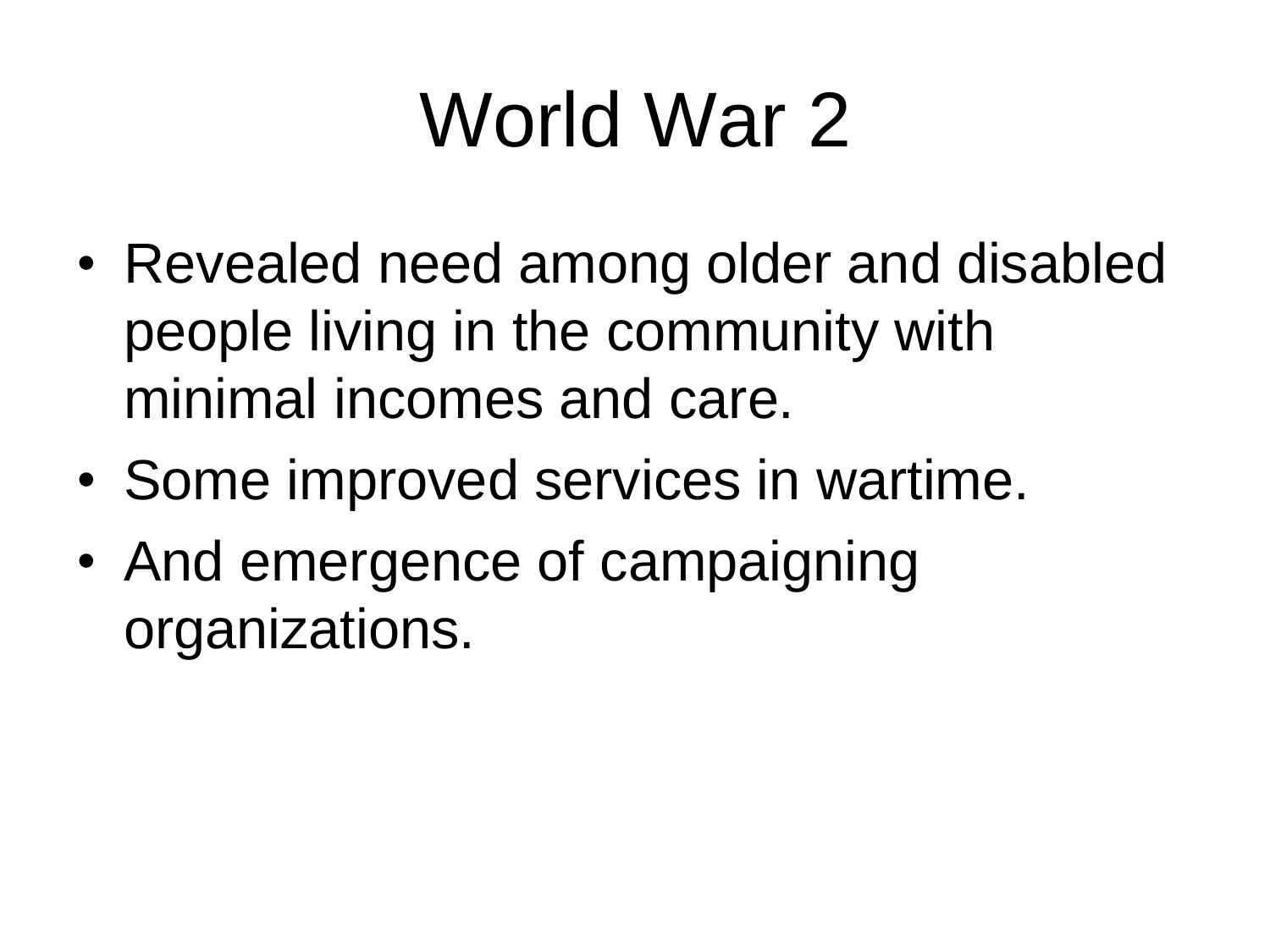# World War 2

- Revealed need among older and disabled people living in the community with minimal incomes and care.
- Some improved services in wartime.
- And emergence of campaigning organizations.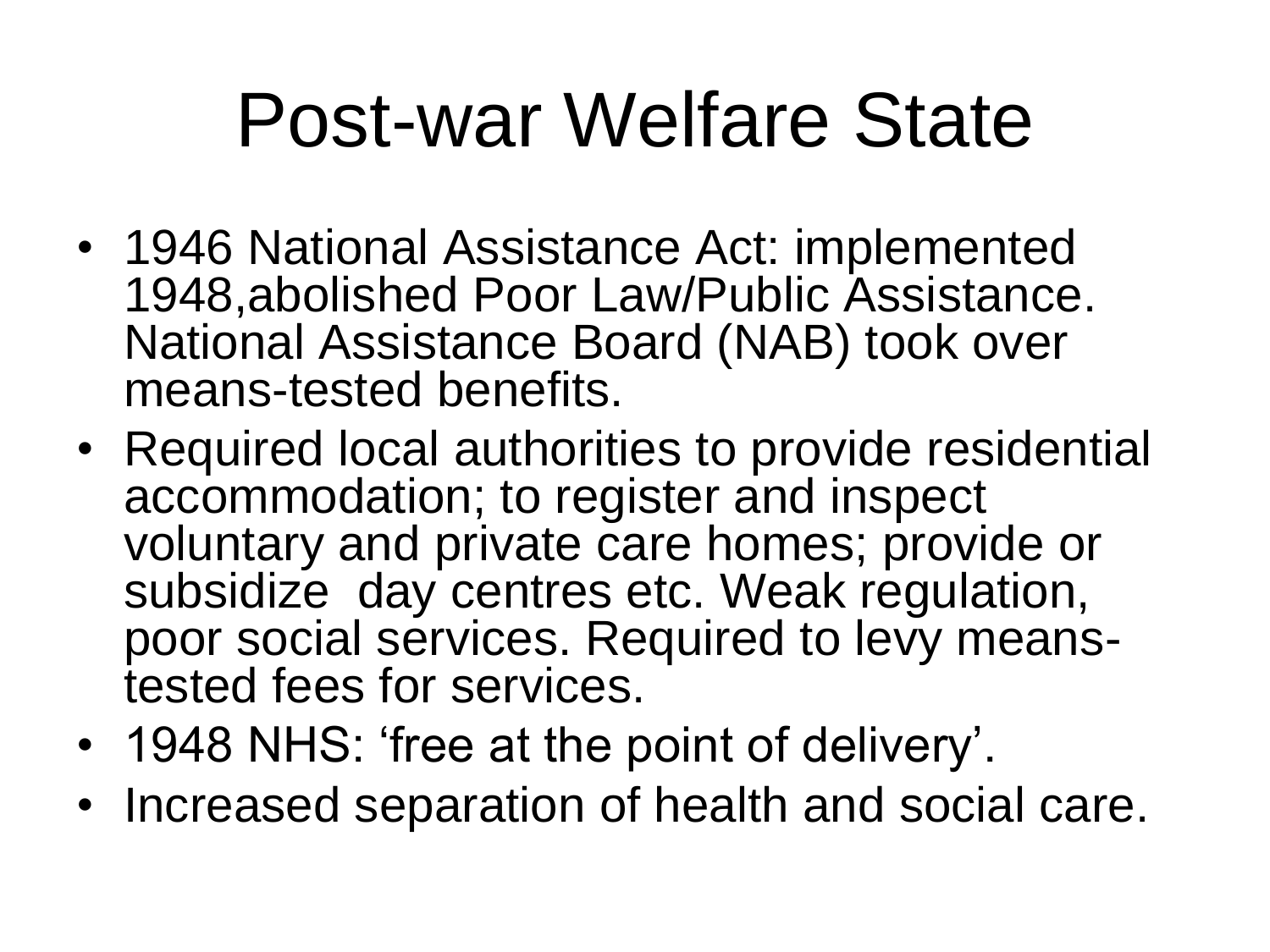# Post-war Welfare State

- 1946 National Assistance Act: implemented 1948,abolished Poor Law/Public Assistance. National Assistance Board (NAB) took over means-tested benefits.
- Required local authorities to provide residential accommodation; to register and inspect voluntary and private care homes; provide or subsidize day centres etc. Weak regulation, poor social services. Required to levy means-tested fees for services.
- 1948 NHS: 'free at the point of delivery'.
- Increased separation of health and social care.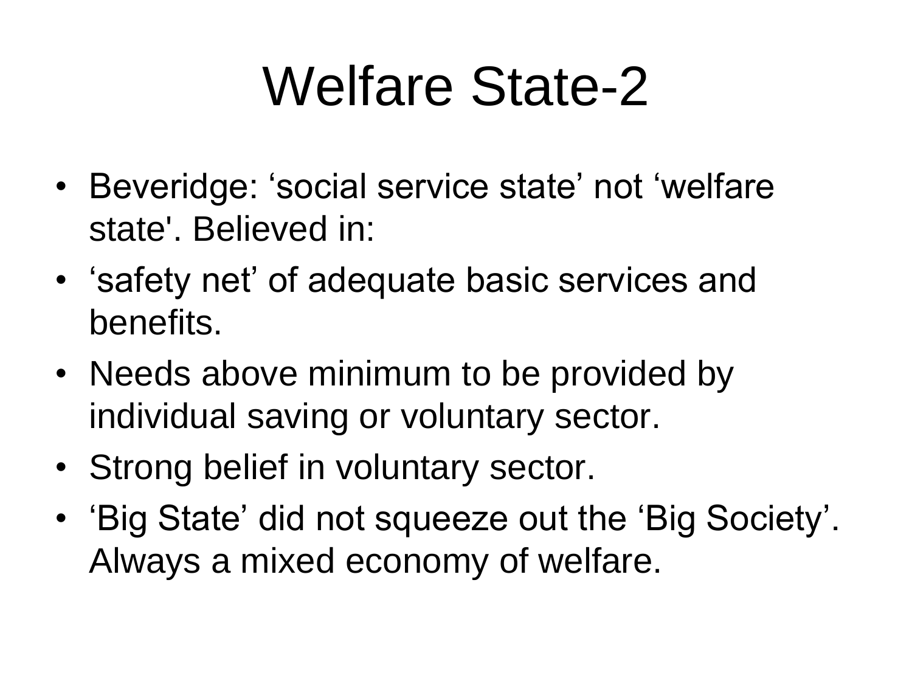# Welfare State-2

- Beveridge: ‘social service state’ not ‘welfare state'. Believed in:
- ‘safety net’ of adequate basic services and benefits.
- Needs above minimum to be provided by individual saving or voluntary sector.
- Strong belief in voluntary sector.
- ‘Big State’ did not squeeze out the ‘Big Society’. Always a mixed economy of welfare.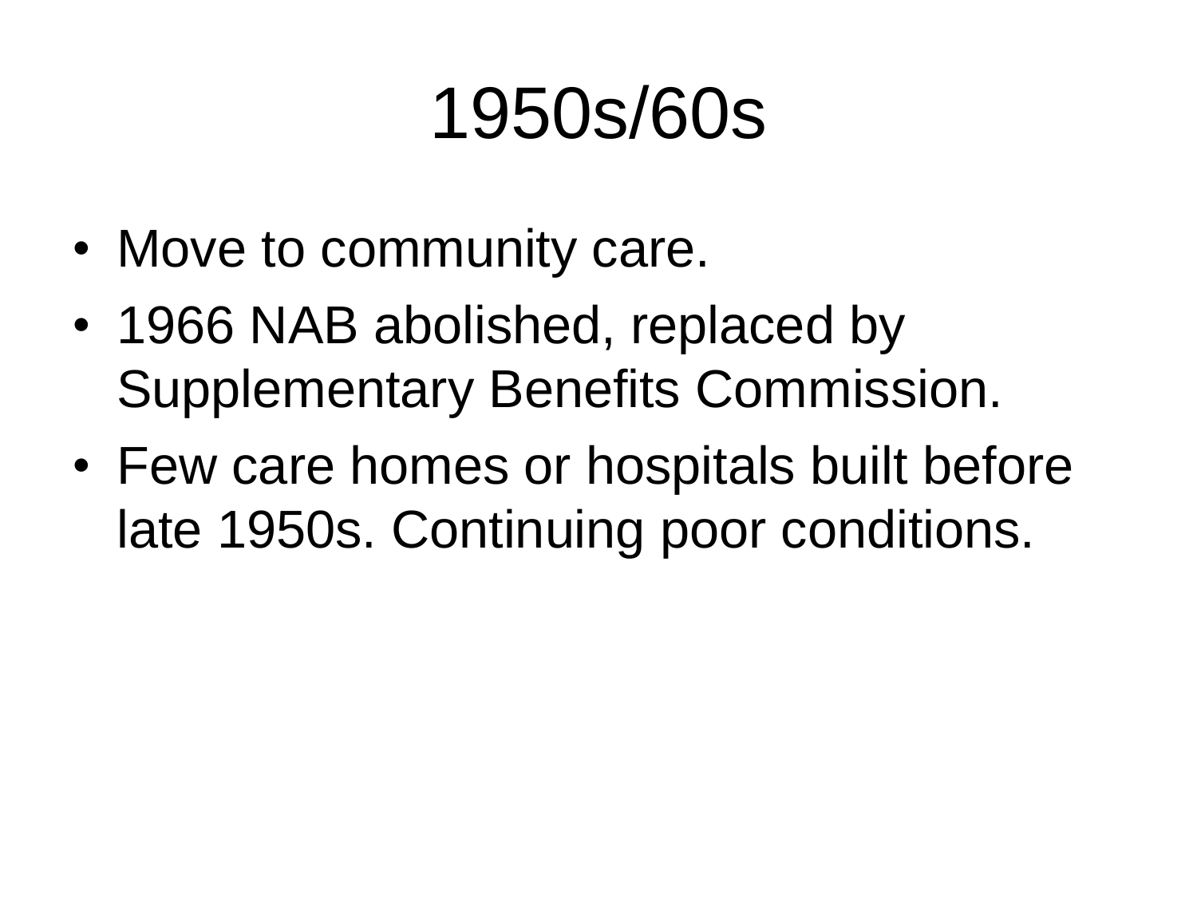# 1950s/60s

- Move to community care.
- 1966 NAB abolished, replaced by Supplementary Benefits Commission.
- Few care homes or hospitals built before late 1950s. Continuing poor conditions.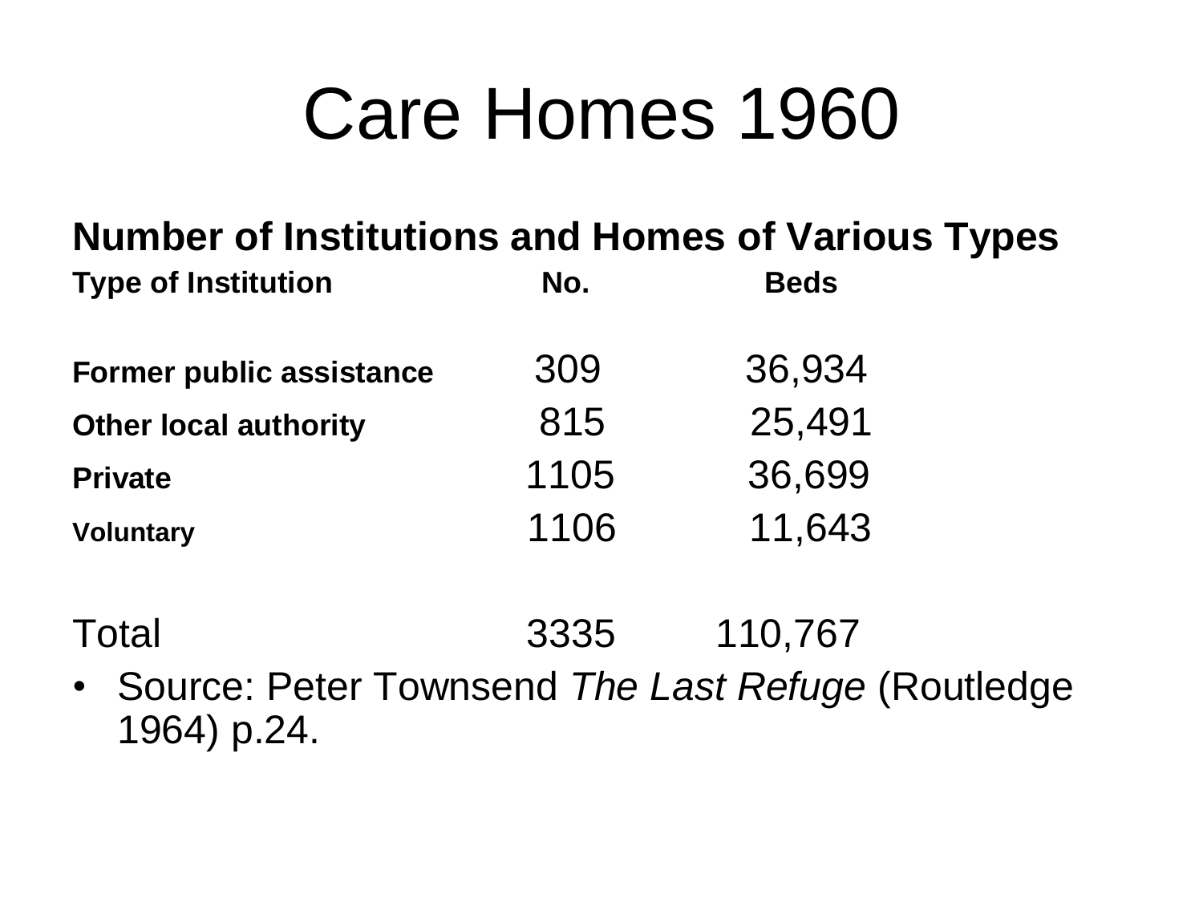# Care Homes 1960

**Number of Institutions and Homes of Various Types**

| Type of Institution | No. | Beds |
|---|---|---|
| Former public assistance | 309 | 36,934 |
| Other local authority | 815 | 25,491 |
| Private | 1105 | 36,699 |
| Voluntary | 1106 | 11,643 |
| Total | 3335 | 110,767 |

- Source: Peter Townsend *The Last Refuge* (Routledge 1964) p.24.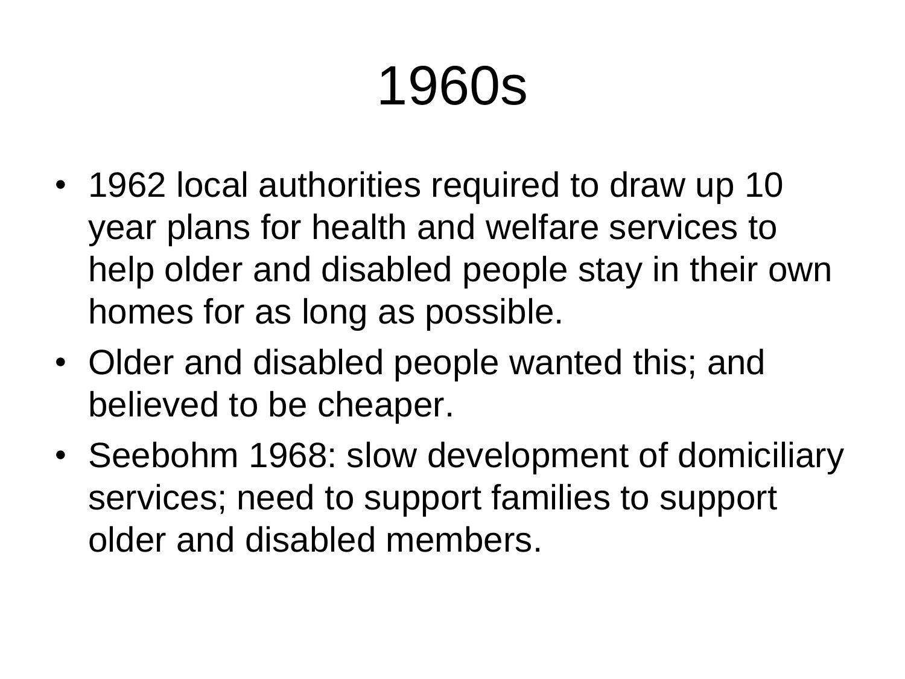# 1960s

- 1962 local authorities required to draw up 10 year plans for health and welfare services to help older and disabled people stay in their own homes for as long as possible.
- Older and disabled people wanted this; and believed to be cheaper.
- Seebohm 1968: slow development of domiciliary services; need to support families to support older and disabled members.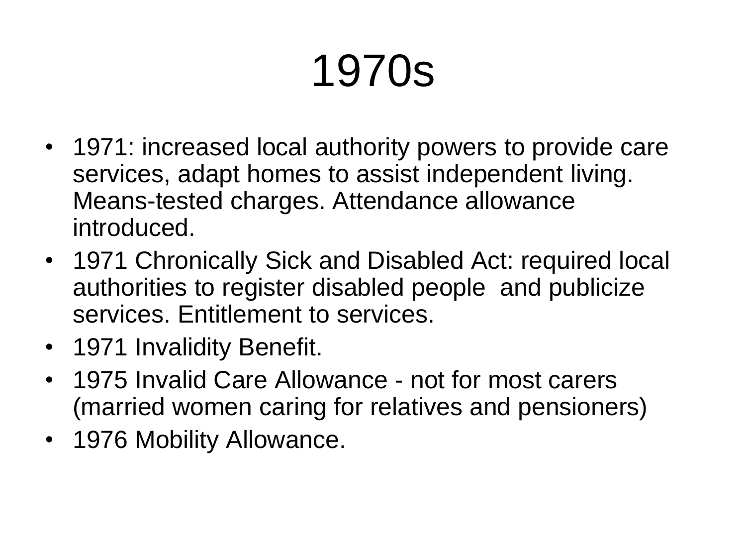# 1970s

- 1971: increased local authority powers to provide care services, adapt homes to assist independent living. Means-tested charges. Attendance allowance introduced.
- 1971 Chronically Sick and Disabled Act: required local authorities to register disabled people and publicize services. Entitlement to services.
- 1971 Invalidity Benefit.
- 1975 Invalid Care Allowance - not for most carers (married women caring for relatives and pensioners)
- 1976 Mobility Allowance.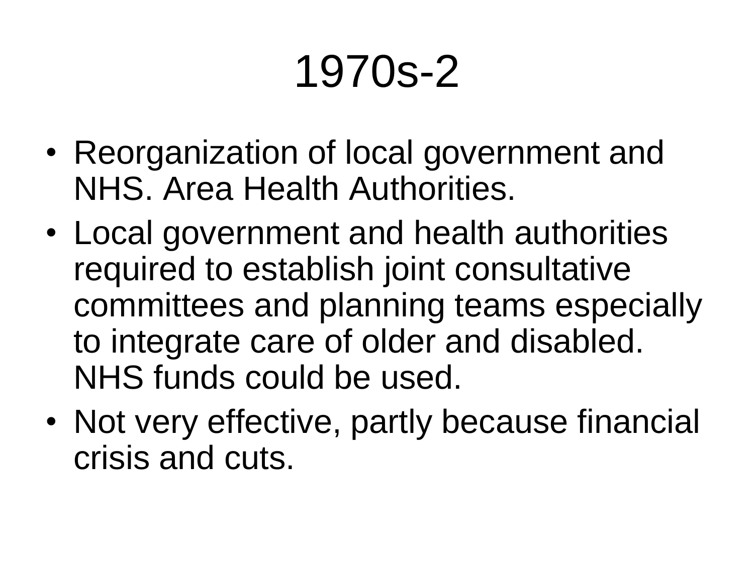# 1970s-2

- Reorganization of local government and NHS. Area Health Authorities.
- Local government and health authorities required to establish joint consultative committees and planning teams especially to integrate care of older and disabled. NHS funds could be used.
- Not very effective, partly because financial crisis and cuts.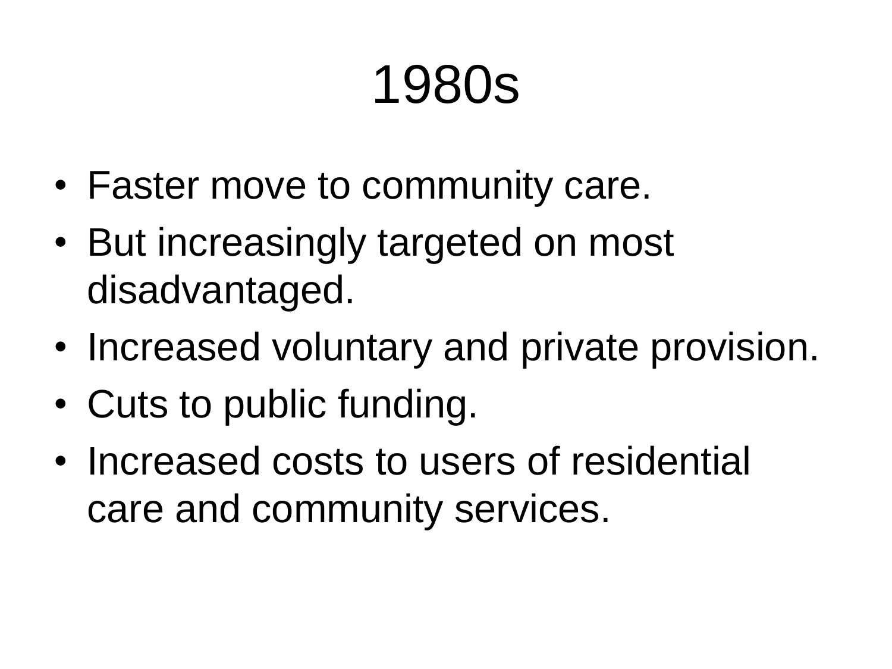# 1980s

- Faster move to community care.
- But increasingly targeted on most disadvantaged.
- Increased voluntary and private provision.
- Cuts to public funding.
- Increased costs to users of residential care and community services.